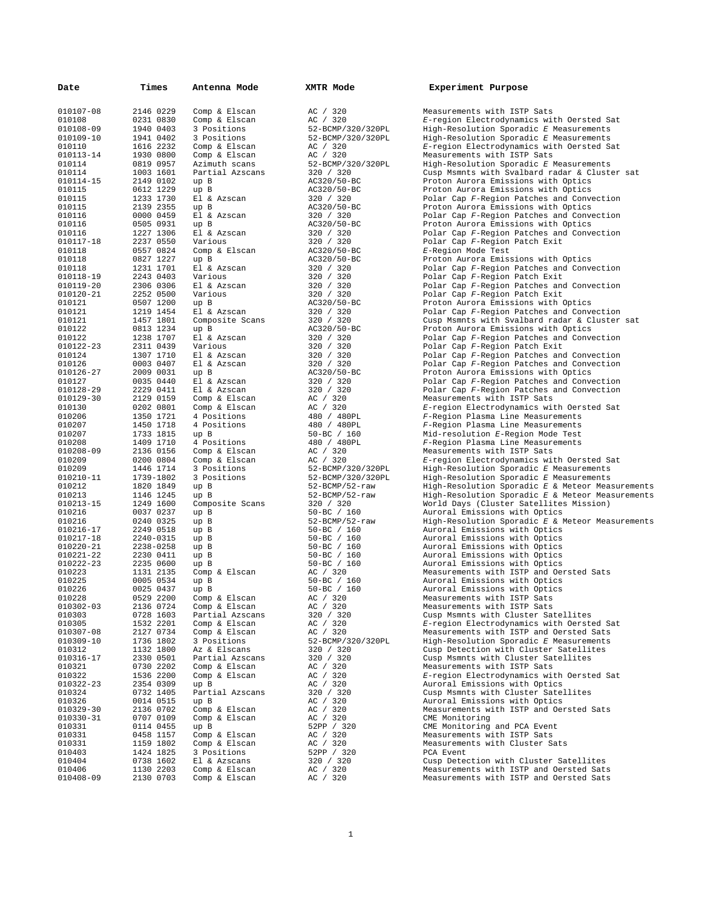| Date | Times | Antenna Mode | XMTR Mode | Experiment Purpose |
|---|---|---|---|---|
| 010107-08 | 2146 0229 | Comp & Elscan | AC / 320 | Measurements with ISTP Sats |
| 010108 | 0231 0830 | Comp & Elscan | AC / 320 | *E*-region Electrodynamics with Oersted Sat |
| 010108-09 | 1940 0403 | 3 Positions | 52-BCMP/320/320PL | High-Resolution Sporadic *E* Measurements |
| 010109-10 | 1941 0402 | 3 Positions | 52-BCMP/320/320PL | High-Resolution Sporadic *E* Measurements |
| 010110 | 1616 2232 | Comp & Elscan | AC / 320 | *E*-region Electrodynamics with Oersted Sat |
| 010113-14 | 1930 0800 | Comp & Elscan | AC / 320 | Measurements with ISTP Sats |
| 010114 | 0819 0957 | Azimuth scans | 52-BCMP/320/320PL | High-Resolution Sporadic *E* Measurements |
| 010114 | 1003 1601 | Partial Azscans | 320 / 320 | Cusp Msmnts with Svalbard radar & Cluster sat |
| 010114-15 | 2149 0102 | up B | AC320/50-BC | Proton Aurora Emissions with Optics |
| 010115 | 0612 1229 | up B | AC320/50-BC | Proton Aurora Emissions with Optics |
| 010115 | 1233 1730 | El & Azscan | 320 / 320 | Polar Cap *F*-Region Patches and Convection |
| 010115 | 2139 2355 | up B | AC320/50-BC | Proton Aurora Emissions with Optics |
| 010116 | 0000 0459 | El & Azscan | 320 / 320 | Polar Cap *F*-Region Patches and Convection |
| 010116 | 0505 0931 | up B | AC320/50-BC | Proton Aurora Emissions with Optics |
| 010116 | 1227 1306 | El & Azscan | 320 / 320 | Polar Cap *F*-Region Patches and Convection |
| 010117-18 | 2237 0550 | Various | 320 / 320 | Polar Cap *F*-Region Patch Exit |
| 010118 | 0557 0824 | Comp & Elscan | AC320/50-BC | *E*-Region Mode Test |
| 010118 | 0827 1227 | up B | AC320/50-BC | Proton Aurora Emissions with Optics |
| 010118 | 1231 1701 | El & Azscan | 320 / 320 | Polar Cap *F*-Region Patches and Convection |
| 010118-19 | 2243 0403 | Various | 320 / 320 | Polar Cap *F*-Region Patch Exit |
| 010119-20 | 2306 0306 | El & Azscan | 320 / 320 | Polar Cap *F*-Region Patches and Convection |
| 010120-21 | 2252 0500 | Various | 320 / 320 | Polar Cap *F*-Region Patch Exit |
| 010121 | 0507 1200 | up B | AC320/50-BC | Proton Aurora Emissions with Optics |
| 010121 | 1219 1454 | El & Azscan | 320 / 320 | Polar Cap *F*-Region Patches and Convection |
| 010121 | 1457 1801 | Composite Scans | 320 / 320 | Cusp Msmnts with Svalbard radar & Cluster sat |
| 010122 | 0813 1234 | up B | AC320/50-BC | Proton Aurora Emissions with Optics |
| 010122 | 1238 1707 | El & Azscan | 320 / 320 | Polar Cap *F*-Region Patches and Convection |
| 010122-23 | 2311 0439 | Various | 320 / 320 | Polar Cap *F*-Region Patch Exit |
| 010124 | 1307 1710 | El & Azscan | 320 / 320 | Polar Cap *F*-Region Patches and Convection |
| 010126 | 0003 0407 | El & Azscan | 320 / 320 | Polar Cap *F*-Region Patches and Convection |
| 010126-27 | 2009 0031 | up B | AC320/50-BC | Proton Aurora Emissions with Optics |
| 010127 | 0035 0440 | El & Azscan | 320 / 320 | Polar Cap *F*-Region Patches and Convection |
| 010128-29 | 2229 0411 | El & Azscan | 320 / 320 | Polar Cap *F*-Region Patches and Convection |
| 010129-30 | 2129 0159 | Comp & Elscan | AC / 320 | Measurements with ISTP Sats |
| 010130 | 0202 0801 | Comp & Elscan | AC / 320 | *E*-region Electrodynamics with Oersted Sat |
| 010206 | 1350 1721 | 4 Positions | 480 / 480PL | *F*-Region Plasma Line Measurements |
| 010207 | 1450 1718 | 4 Positions | 480 / 480PL | *F*-Region Plasma Line Measurements |
| 010207 | 1733 1815 | up B | 50-BC / 160 | Mid-resolution *E*-Region Mode Test |
| 010208 | 1409 1710 | 4 Positions | 480 / 480PL | *F*-Region Plasma Line Measurements |
| 010208-09 | 2136 0156 | Comp & Elscan | AC / 320 | Measurements with ISTP Sats |
| 010209 | 0200 0804 | Comp & Elscan | AC / 320 | *E*-region Electrodynamics with Oersted Sat |
| 010209 | 1446 1714 | 3 Positions | 52-BCMP/320/320PL | High-Resolution Sporadic *E* Measurements |
| 010210-11 | 1739-1802 | 3 Positions | 52-BCMP/320/320PL | High-Resolution Sporadic *E* Measurements |
| 010212 | 1820 1849 | up B | 52-BCMP/52-raw | High-Resolution Sporadic *E* & Meteor Measurements |
| 010213 | 1146 1245 | up B | 52-BCMP/52-raw | High-Resolution Sporadic *E* & Meteor Measurements |
| 010213-15 | 1249 1600 | Composite Scans | 320 / 320 | World Days (Cluster Satellites Mission) |
| 010216 | 0037 0237 | up B | 50-BC / 160 | Auroral Emissions with Optics |
| 010216 | 0240 0325 | up B | 52-BCMP/52-raw | High-Resolution Sporadic *E* & Meteor Measurements |
| 010216-17 | 2249 0518 | up B | 50-BC / 160 | Auroral Emissions with Optics |
| 010217-18 | 2240-0315 | up B | 50-BC / 160 | Auroral Emissions with Optics |
| 010220-21 | 2238-0258 | up B | 50-BC / 160 | Auroral Emissions with Optics |
| 010221-22 | 2230 0411 | up B | 50-BC / 160 | Auroral Emissions with Optics |
| 010222-23 | 2235 0600 | up B | 50-BC / 160 | Auroral Emissions with Optics |
| 010223 | 1131 2135 | Comp & Elscan | AC / 320 | Measurements with ISTP and Oersted Sats |
| 010225 | 0005 0534 | up B | 50-BC / 160 | Auroral Emissions with Optics |
| 010226 | 0025 0437 | up B | 50-BC / 160 | Auroral Emissions with Optics |
| 010228 | 0529 2200 | Comp & Elscan | AC / 320 | Measurements with ISTP Sats |
| 010302-03 | 2136 0724 | Comp & Elscan | AC / 320 | Measurements with ISTP Sats |
| 010303 | 0728 1603 | Partial Azscans | 320 / 320 | Cusp Msmnts with Cluster Satellites |
| 010305 | 1532 2201 | Comp & Elscan | AC / 320 | *E*-region Electrodynamics with Oersted Sat |
| 010307-08 | 2127 0734 | Comp & Elscan | AC / 320 | Measurements with ISTP and Oersted Sats |
| 010309-10 | 1736 1802 | 3 Positions | 52-BCMP/320/320PL | High-Resolution Sporadic *E* Measurements |
| 010312 | 1132 1800 | Az & Elscans | 320 / 320 | Cusp Detection with Cluster Satellites |
| 010316-17 | 2330 0501 | Partial Azscans | 320 / 320 | Cusp Msmnts with Cluster Satellites |
| 010321 | 0730 2202 | Comp & Elscan | AC / 320 | Measurements with ISTP Sats |
| 010322 | 1536 2200 | Comp & Elscan | AC / 320 | *E*-region Electrodynamics with Oersted Sat |
| 010322-23 | 2354 0309 | up B | AC / 320 | Auroral Emissions with Optics |
| 010324 | 0732 1405 | Partial Azscans | 320 / 320 | Cusp Msmnts with Cluster Satellites |
| 010326 | 0014 0515 | up B | AC / 320 | Auroral Emissions with Optics |
| 010329-30 | 2136 0702 | Comp & Elscan | AC / 320 | Measurements with ISTP and Oersted Sats |
| 010330-31 | 0707 0109 | Comp & Elscan | AC / 320 | CME Monitoring |
| 010331 | 0114 0455 | up B | 52PP / 320 | CME Monitoring and PCA Event |
| 010331 | 0458 1157 | Comp & Elscan | AC / 320 | Measurements with ISTP Sats |
| 010331 | 1159 1802 | Comp & Elscan | AC / 320 | Measurements with Cluster Sats |
| 010403 | 1424 1825 | 3 Positions | 52PP / 320 | PCA Event |
| 010404 | 0738 1602 | El & Azscans | 320 / 320 | Cusp Detection with Cluster Satellites |
| 010406 | 1130 2203 | Comp & Elscan | AC / 320 | Measurements with ISTP and Oersted Sats |
| 010408-09 | 2130 0703 | Comp & Elscan | AC / 320 | Measurements with ISTP and Oersted Sats |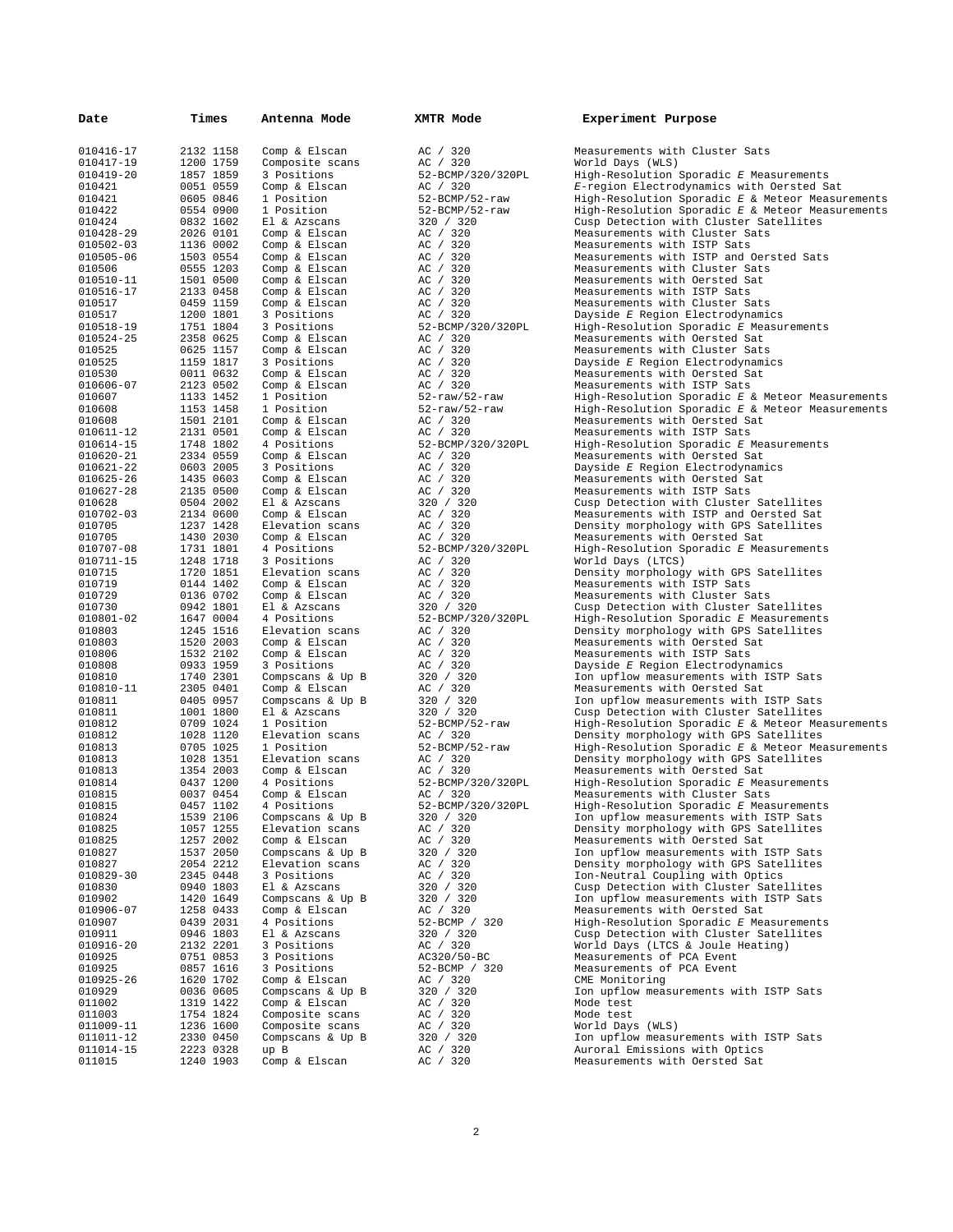| Date | Times | Antenna Mode | XMTR Mode | Experiment Purpose |
|---|---|---|---|---|
| 010416-17 | 2132 1158 | Comp & Elscan | AC / 320 | Measurements with Cluster Sats |
| 010417-19 | 1200 1759 | Composite scans | AC / 320 | World Days (WLS) |
| 010419-20 | 1857 1859 | 3 Positions | 52-BCMP/320/320PL | High-Resolution Sporadic *E* Measurements |
| 010421 | 0051 0559 | Comp & Elscan | AC / 320 | *E*-region Electrodynamics with Oersted Sat |
| 010421 | 0605 0846 | 1 Position | 52-BCMP/52-raw | High-Resolution Sporadic *E* & Meteor Measurements |
| 010422 | 0554 0900 | 1 Position | 52-BCMP/52-raw | High-Resolution Sporadic *E* & Meteor Measurements |
| 010424 | 0832 1602 | El & Azscans | 320 / 320 | Cusp Detection with Cluster Satellites |
| 010428-29 | 2026 0101 | Comp & Elscan | AC / 320 | Measurements with Cluster Sats |
| 010502-03 | 1136 0002 | Comp & Elscan | AC / 320 | Measurements with ISTP Sats |
| 010505-06 | 1503 0554 | Comp & Elscan | AC / 320 | Measurements with ISTP and Oersted Sats |
| 010506 | 0555 1203 | Comp & Elscan | AC / 320 | Measurements with Cluster Sats |
| 010510-11 | 1501 0500 | Comp & Elscan | AC / 320 | Measurements with Oersted Sat |
| 010516-17 | 2133 0458 | Comp & Elscan | AC / 320 | Measurements with ISTP Sats |
| 010517 | 0459 1159 | Comp & Elscan | AC / 320 | Measurements with Cluster Sats |
| 010517 | 1200 1801 | 3 Positions | AC / 320 | Dayside *E* Region Electrodynamics |
| 010518-19 | 1751 1804 | 3 Positions | 52-BCMP/320/320PL | High-Resolution Sporadic *E* Measurements |
| 010524-25 | 2358 0625 | Comp & Elscan | AC / 320 | Measurements with Oersted Sat |
| 010525 | 0625 1157 | Comp & Elscan | AC / 320 | Measurements with Cluster Sats |
| 010525 | 1159 1817 | 3 Positions | AC / 320 | Dayside *E* Region Electrodynamics |
| 010530 | 0011 0632 | Comp & Elscan | AC / 320 | Measurements with Oersted Sat |
| 010606-07 | 2123 0502 | Comp & Elscan | AC / 320 | Measurements with ISTP Sats |
| 010607 | 1133 1452 | 1 Position | 52-raw/52-raw | High-Resolution Sporadic *E* & Meteor Measurements |
| 010608 | 1153 1458 | 1 Position | 52-raw/52-raw | High-Resolution Sporadic *E* & Meteor Measurements |
| 010608 | 1501 2101 | Comp & Elscan | AC / 320 | Measurements with Oersted Sat |
| 010611-12 | 2131 0501 | Comp & Elscan | AC / 320 | Measurements with ISTP Sats |
| 010614-15 | 1748 1802 | 4 Positions | 52-BCMP/320/320PL | High-Resolution Sporadic *E* Measurements |
| 010620-21 | 2334 0559 | Comp & Elscan | AC / 320 | Measurements with Oersted Sat |
| 010621-22 | 0603 2005 | 3 Positions | AC / 320 | Dayside *E* Region Electrodynamics |
| 010625-26 | 1435 0603 | Comp & Elscan | AC / 320 | Measurements with Oersted Sat |
| 010627-28 | 2135 0500 | Comp & Elscan | AC / 320 | Measurements with ISTP Sats |
| 010628 | 0504 2002 | El & Azscans | 320 / 320 | Cusp Detection with Cluster Satellites |
| 010702-03 | 2134 0600 | Comp & Elscan | AC / 320 | Measurements with ISTP and Oersted Sat |
| 010705 | 1237 1428 | Elevation scans | AC / 320 | Density morphology with GPS Satellites |
| 010705 | 1430 2030 | Comp & Elscan | AC / 320 | Measurements with Oersted Sat |
| 010707-08 | 1731 1801 | 4 Positions | 52-BCMP/320/320PL | High-Resolution Sporadic *E* Measurements |
| 010711-15 | 1248 1718 | 3 Positions | AC / 320 | World Days (LTCS) |
| 010715 | 1720 1851 | Elevation scans | AC / 320 | Density morphology with GPS Satellites |
| 010719 | 0144 1402 | Comp & Elscan | AC / 320 | Measurements with ISTP Sats |
| 010729 | 0136 0702 | Comp & Elscan | AC / 320 | Measurements with Cluster Sats |
| 010730 | 0942 1801 | El & Azscans | 320 / 320 | Cusp Detection with Cluster Satellites |
| 010801-02 | 1647 0004 | 4 Positions | 52-BCMP/320/320PL | High-Resolution Sporadic *E* Measurements |
| 010803 | 1245 1516 | Elevation scans | AC / 320 | Density morphology with GPS Satellites |
| 010803 | 1520 2003 | Comp & Elscan | AC / 320 | Measurements with Oersted Sat |
| 010806 | 1532 2102 | Comp & Elscan | AC / 320 | Measurements with ISTP Sats |
| 010808 | 0933 1959 | 3 Positions | AC / 320 | Dayside *E* Region Electrodynamics |
| 010810 | 1740 2301 | Compscans & Up B | 320 / 320 | Ion upflow measurements with ISTP Sats |
| 010810-11 | 2305 0401 | Comp & Elscan | AC / 320 | Measurements with Oersted Sat |
| 010811 | 0405 0957 | Compscans & Up B | 320 / 320 | Ion upflow measurements with ISTP Sats |
| 010811 | 1001 1800 | El & Azscans | 320 / 320 | Cusp Detection with Cluster Satellites |
| 010812 | 0709 1024 | 1 Position | 52-BCMP/52-raw | High-Resolution Sporadic *E* & Meteor Measurements |
| 010812 | 1028 1120 | Elevation scans | AC / 320 | Density morphology with GPS Satellites |
| 010813 | 0705 1025 | 1 Position | 52-BCMP/52-raw | High-Resolution Sporadic *E* & Meteor Measurements |
| 010813 | 1028 1351 | Elevation scans | AC / 320 | Density morphology with GPS Satellites |
| 010813 | 1354 2003 | Comp & Elscan | AC / 320 | Measurements with Oersted Sat |
| 010814 | 0437 1200 | 4 Positions | 52-BCMP/320/320PL | High-Resolution Sporadic *E* Measurements |
| 010815 | 0037 0454 | Comp & Elscan | AC / 320 | Measurements with Cluster Sats |
| 010815 | 0457 1102 | 4 Positions | 52-BCMP/320/320PL | High-Resolution Sporadic *E* Measurements |
| 010824 | 1539 2106 | Compscans & Up B | 320 / 320 | Ion upflow measurements with ISTP Sats |
| 010825 | 1057 1255 | Elevation scans | AC / 320 | Density morphology with GPS Satellites |
| 010825 | 1257 2002 | Comp & Elscan | AC / 320 | Measurements with Oersted Sat |
| 010827 | 1537 2050 | Compscans & Up B | 320 / 320 | Ion upflow measurements with ISTP Sats |
| 010827 | 2054 2212 | Elevation scans | AC / 320 | Density morphology with GPS Satellites |
| 010829-30 | 2345 0448 | 3 Positions | AC / 320 | Ion-Neutral Coupling with Optics |
| 010830 | 0940 1803 | El & Azscans | 320 / 320 | Cusp Detection with Cluster Satellites |
| 010902 | 1420 1649 | Compscans & Up B | 320 / 320 | Ion upflow measurements with ISTP Sats |
| 010906-07 | 1258 0433 | Comp & Elscan | AC / 320 | Measurements with Oersted Sat |
| 010907 | 0439 2031 | 4 Positions | 52-BCMP / 320 | High-Resolution Sporadic *E* Measurements |
| 010911 | 0946 1803 | El & Azscans | 320 / 320 | Cusp Detection with Cluster Satellites |
| 010916-20 | 2132 2201 | 3 Positions | AC / 320 | World Days (LTCS & Joule Heating) |
| 010925 | 0751 0853 | 3 Positions | AC320/50-BC | Measurements of PCA Event |
| 010925 | 0857 1616 | 3 Positions | 52-BCMP / 320 | Measurements of PCA Event |
| 010925-26 | 1620 1702 | Comp & Elscan | AC / 320 | CME Monitoring |
| 010929 | 0036 0605 | Compscans & Up B | 320 / 320 | Ion upflow measurements with ISTP Sats |
| 011002 | 1319 1422 | Comp & Elscan | AC / 320 | Mode test |
| 011003 | 1754 1824 | Composite scans | AC / 320 | Mode test |
| 011009-11 | 1236 1600 | Composite scans | AC / 320 | World Days (WLS) |
| 011011-12 | 2330 0450 | Compscans & Up B | 320 / 320 | Ion upflow measurements with ISTP Sats |
| 011014-15 | 2223 0328 | up B | AC / 320 | Auroral Emissions with Optics |
| 011015 | 1240 1903 | Comp & Elscan | AC / 320 | Measurements with Oersted Sat |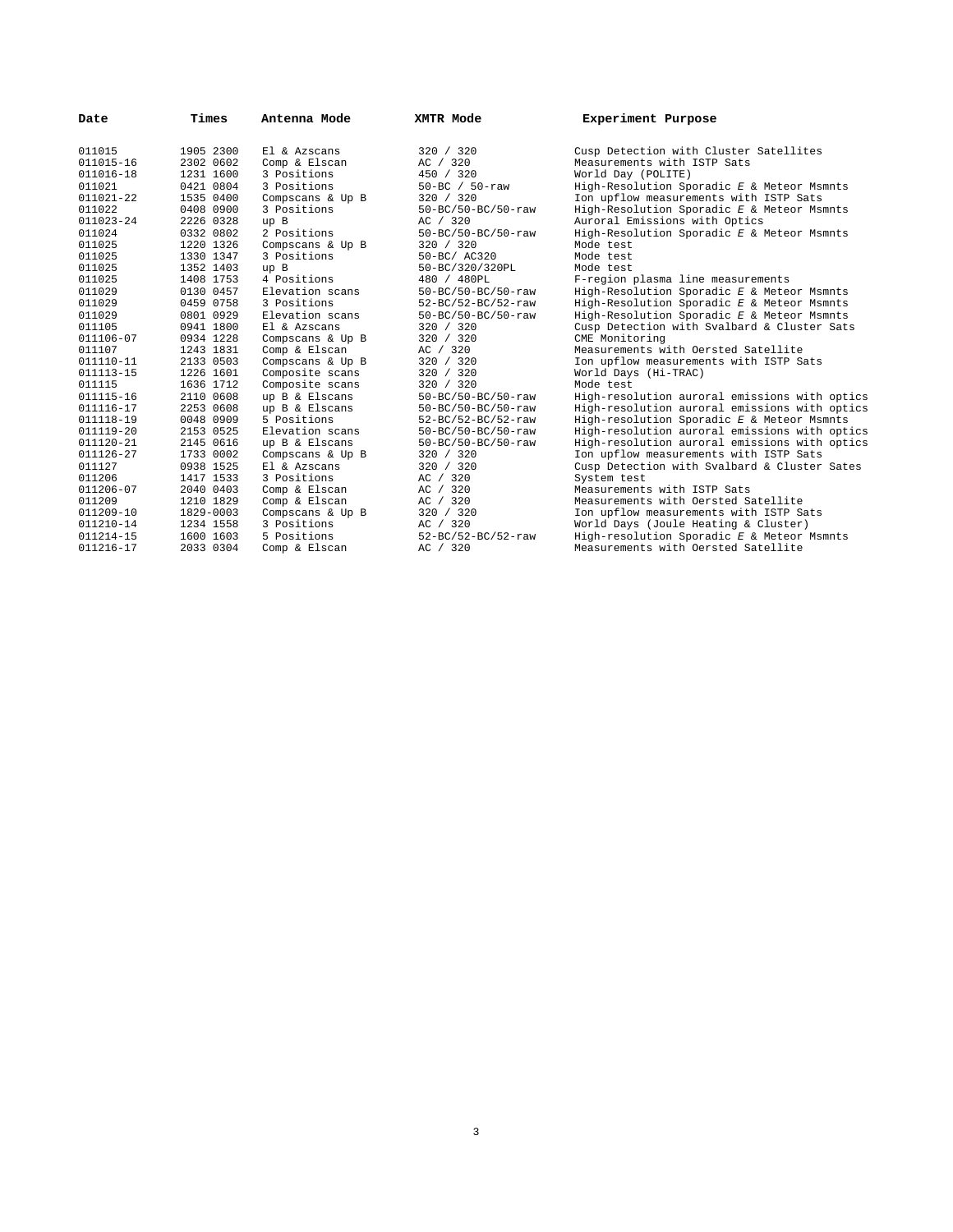| Date | Times | Antenna Mode | XMTR Mode | Experiment Purpose |
| --- | --- | --- | --- | --- |
| 011015 | 1905 2300 | El & Azscans | 320 / 320 | Cusp Detection with Cluster Satellites |
| 011015-16 | 2302 0602 | Comp & Elscan | AC / 320 | Measurements with ISTP Sats |
| 011016-18 | 1231 1600 | 3 Positions | 450 / 320 | World Day (POLITE) |
| 011021 | 0421 0804 | 3 Positions | 50-BC / 50-raw | High-Resolution Sporadic *E* & Meteor Msmnts |
| 011021-22 | 1535 0400 | Compscans & Up B | 320 / 320 | Ion upflow measurements with ISTP Sats |
| 011022 | 0408 0900 | 3 Positions | 50-BC/50-BC/50-raw | High-Resolution Sporadic *E* & Meteor Msmnts |
| 011023-24 | 2226 0328 | up B | AC / 320 | Auroral Emissions with Optics |
| 011024 | 0332 0802 | 2 Positions | 50-BC/50-BC/50-raw | High-Resolution Sporadic *E* & Meteor Msmnts |
| 011025 | 1220 1326 | Compscans & Up B | 320 / 320 | Mode test |
| 011025 | 1330 1347 | 3 Positions | 50-BC/ AC320 | Mode test |
| 011025 | 1352 1403 | up B | 50-BC/320/320PL | Mode test |
| 011025 | 1408 1753 | 4 Positions | 480 / 480PL | F-region plasma line measurements |
| 011029 | 0130 0457 | Elevation scans | 50-BC/50-BC/50-raw | High-Resolution Sporadic *E* & Meteor Msmnts |
| 011029 | 0459 0758 | 3 Positions | 52-BC/52-BC/52-raw | High-Resolution Sporadic *E* & Meteor Msmnts |
| 011029 | 0801 0929 | Elevation scans | 50-BC/50-BC/50-raw | High-Resolution Sporadic *E* & Meteor Msmnts |
| 011105 | 0941 1800 | El & Azscans | 320 / 320 | Cusp Detection with Svalbard & Cluster Sats |
| 011106-07 | 0934 1228 | Compscans & Up B | 320 / 320 | CME Monitoring |
| 011107 | 1243 1831 | Comp & Elscan | AC / 320 | Measurements with Oersted Satellite |
| 011110-11 | 2133 0503 | Compscans & Up B | 320 / 320 | Ion upflow measurements with ISTP Sats |
| 011113-15 | 1226 1601 | Composite scans | 320 / 320 | World Days (Hi-TRAC) |
| 011115 | 1636 1712 | Composite scans | 320 / 320 | Mode test |
| 011115-16 | 2110 0608 | up B & Elscans | 50-BC/50-BC/50-raw | High-resolution auroral emissions with optics |
| 011116-17 | 2253 0608 | up B & Elscans | 50-BC/50-BC/50-raw | High-resolution auroral emissions with optics |
| 011118-19 | 0048 0909 | 5 Positions | 52-BC/52-BC/52-raw | High-Resolution Sporadic *E* & Meteor Msmnts |
| 011119-20 | 2153 0525 | Elevation scans | 50-BC/50-BC/50-raw | High-resolution auroral emissions with optics |
| 011120-21 | 2145 0616 | up B & Elscans | 50-BC/50-BC/50-raw | High-resolution auroral emissions with optics |
| 011126-27 | 1733 0002 | Compscans & Up B | 320 / 320 | Ion upflow measurements with ISTP Sats |
| 011127 | 0938 1525 | El & Azscans | 320 / 320 | Cusp Detection with Svalbard & Cluster Sates |
| 011206 | 1417 1533 | 3 Positions | AC / 320 | System test |
| 011206-07 | 2040 0403 | Comp & Elscan | AC / 320 | Measurements with ISTP Sats |
| 011209 | 1210 1829 | Comp & Elscan | AC / 320 | Measurements with Oersted Satellite |
| 011209-10 | 1829-0003 | Compscans & Up B | 320 / 320 | Ion upflow measurements with ISTP Sats |
| 011210-14 | 1234 1558 | 3 Positions | AC / 320 | World Days (Joule Heating & Cluster) |
| 011214-15 | 1600 1603 | 5 Positions | 52-BC/52-BC/52-raw | High-resolution Sporadic *E* & Meteor Msmnts |
| 011216-17 | 2033 0304 | Comp & Elscan | AC / 320 | Measurements with Oersted Satellite |